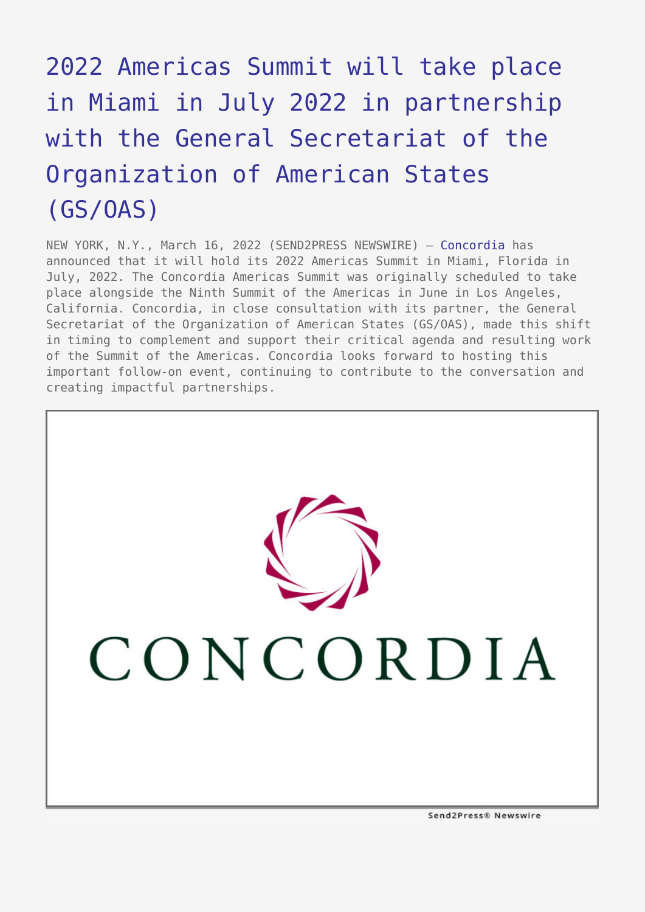# 2022 Americas Summit will take place in Miami in July 2022 in partnership with the General Secretariat of the Organization of American States (GS/OAS)

NEW YORK, N.Y., March 16, 2022 (SEND2PRESS NEWSWIRE) — Concordia has announced that it will hold its 2022 Americas Summit in Miami, Florida in July, 2022. The Concordia Americas Summit was originally scheduled to take place alongside the Ninth Summit of the Americas in June in Los Angeles, California. Concordia, in close consultation with its partner, the General Secretariat of the Organization of American States (GS/OAS), made this shift in timing to complement and support their critical agenda and resulting work of the Summit of the Americas. Concordia looks forward to hosting this important follow-on event, continuing to contribute to the conversation and creating impactful partnerships.

CONCORDIA

Send2Press® Newswire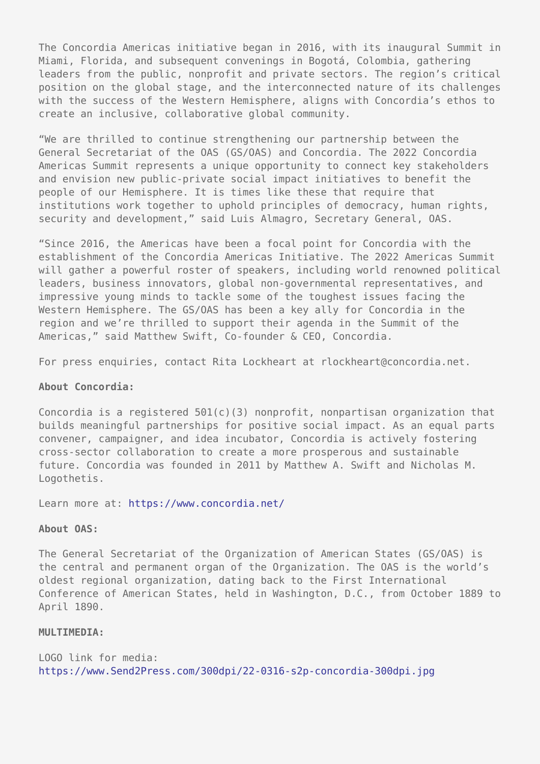The Concordia Americas initiative began in 2016, with its inaugural Summit in Miami, Florida, and subsequent convenings in Bogotá, Colombia, gathering leaders from the public, nonprofit and private sectors. The region's critical position on the global stage, and the interconnected nature of its challenges with the success of the Western Hemisphere, aligns with Concordia's ethos to create an inclusive, collaborative global community.

"We are thrilled to continue strengthening our partnership between the General Secretariat of the OAS (GS/OAS) and Concordia. The 2022 Concordia Americas Summit represents a unique opportunity to connect key stakeholders and envision new public-private social impact initiatives to benefit the people of our Hemisphere. It is times like these that require that institutions work together to uphold principles of democracy, human rights, security and development," said Luis Almagro, Secretary General, OAS.

"Since 2016, the Americas have been a focal point for Concordia with the establishment of the Concordia Americas Initiative. The 2022 Americas Summit will gather a powerful roster of speakers, including world renowned political leaders, business innovators, global non-governmental representatives, and impressive young minds to tackle some of the toughest issues facing the Western Hemisphere. The GS/OAS has been a key ally for Concordia in the region and we're thrilled to support their agenda in the Summit of the Americas," said Matthew Swift, Co-founder & CEO, Concordia.

For press enquiries, contact Rita Lockheart at rlockheart@concordia.net.

**About Concordia:**

Concordia is a registered 501(c)(3) nonprofit, nonpartisan organization that builds meaningful partnerships for positive social impact. As an equal parts convener, campaigner, and idea incubator, Concordia is actively fostering cross-sector collaboration to create a more prosperous and sustainable future. Concordia was founded in 2011 by Matthew A. Swift and Nicholas M. Logothetis.

Learn more at: https://www.concordia.net/

**About OAS:**

The General Secretariat of the Organization of American States (GS/OAS) is the central and permanent organ of the Organization. The OAS is the world's oldest regional organization, dating back to the First International Conference of American States, held in Washington, D.C., from October 1889 to April 1890.

**MULTIMEDIA:**

LOGO link for media:
https://www.Send2Press.com/300dpi/22-0316-s2p-concordia-300dpi.jpg